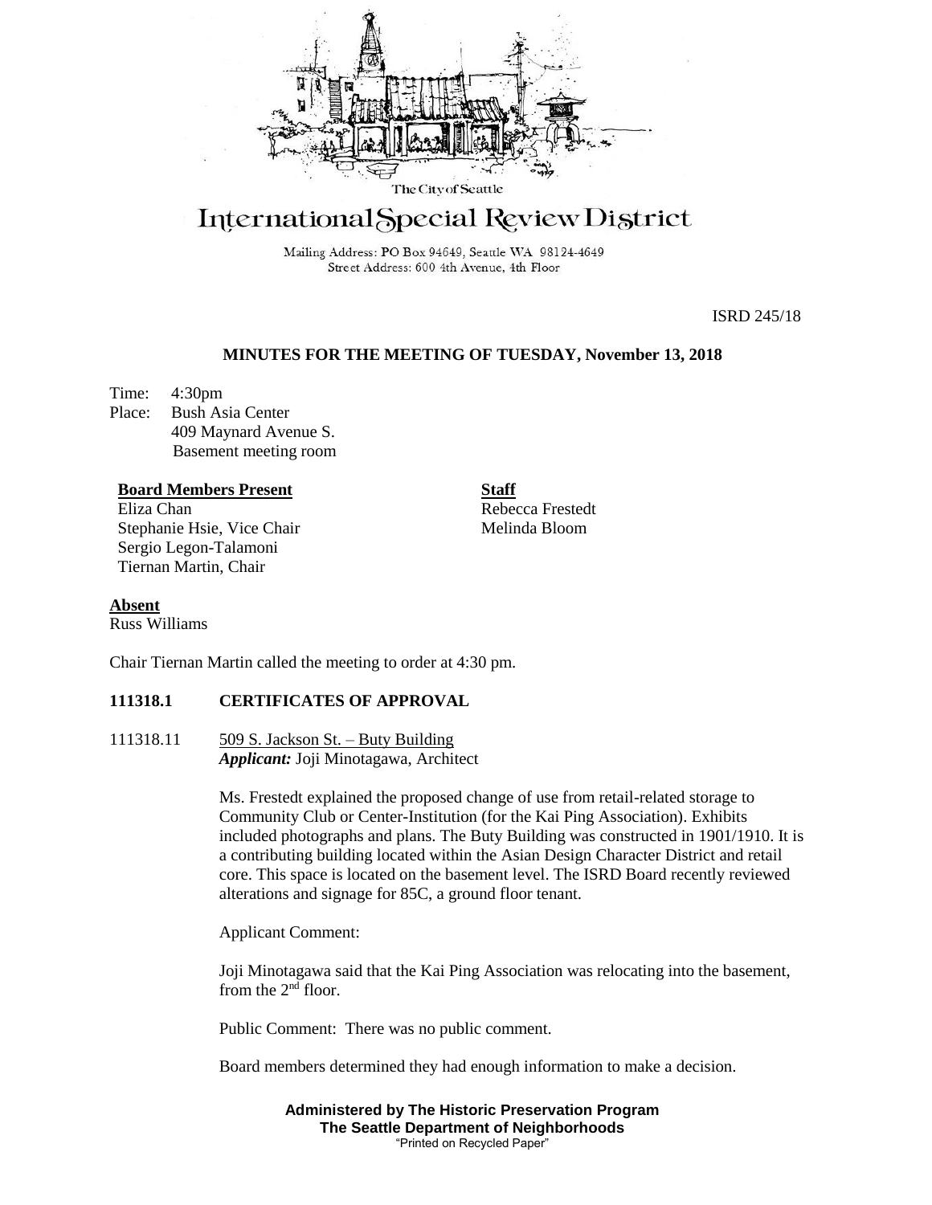The City of Seattle

# International Special Review District

Mailing Address: PO Box 94649, Seattle WA 98124-4649
Street Address: 600 4th Avenue, 4th Floor

ISRD 245/18

## MINUTES FOR THE MEETING OF TUESDAY, November 13, 2018

Time: 4:30pm
Place: Bush Asia Center
409 Maynard Avenue S.
Basement meeting room

**Board Members Present**
Eliza Chan
Stephanie Hsie, Vice Chair
Sergio Legon-Talamoni
Tiernan Martin, Chair

**Staff**
Rebecca Frestedt
Melinda Bloom

**Absent**
Russ Williams

Chair Tiernan Martin called the meeting to order at 4:30 pm.

### 111318.1 CERTIFICATES OF APPROVAL

111318.11 509 S. Jackson St. – Buty Building
***Applicant:*** Joji Minotagawa, Architect

Ms. Frestedt explained the proposed change of use from retail-related storage to Community Club or Center-Institution (for the Kai Ping Association). Exhibits included photographs and plans. The Buty Building was constructed in 1901/1910. It is a contributing building located within the Asian Design Character District and retail core. This space is located on the basement level. The ISRD Board recently reviewed alterations and signage for 85C, a ground floor tenant.

Applicant Comment:

Joji Minotagawa said that the Kai Ping Association was relocating into the basement, from the 2nd floor.

Public Comment: There was no public comment.

Board members determined they had enough information to make a decision.

**Administered by The Historic Preservation Program**
**The Seattle Department of Neighborhoods**
"Printed on Recycled Paper"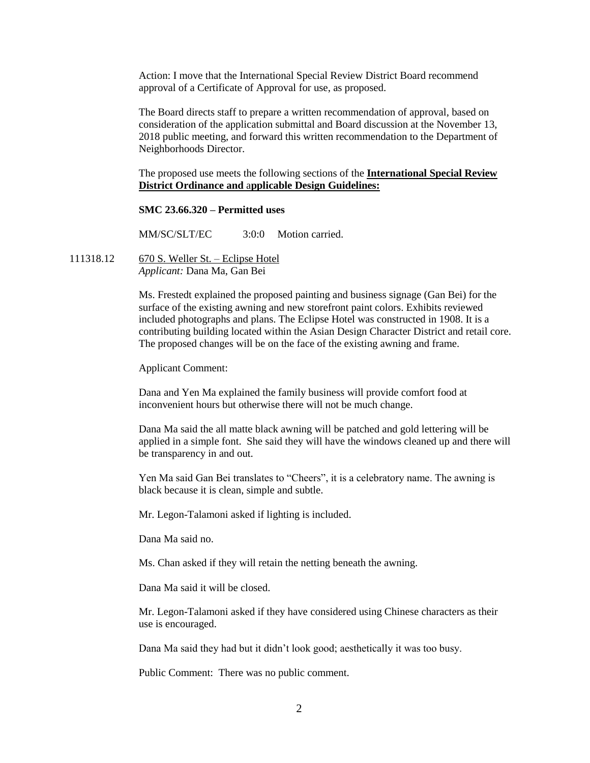Action: I move that the International Special Review District Board recommend approval of a Certificate of Approval for use, as proposed.

The Board directs staff to prepare a written recommendation of approval, based on consideration of the application submittal and Board discussion at the November 13, 2018 public meeting, and forward this written recommendation to the Department of Neighborhoods Director.

The proposed use meets the following sections of the **International Special Review District Ordinance and applicable Design Guidelines:**

**SMC 23.66.320 – Permitted uses**

MM/SC/SLT/EC 3:0:0 Motion carried.

111318.12 670 S. Weller St. – Eclipse Hotel
*Applicant:* Dana Ma, Gan Bei

Ms. Frestedt explained the proposed painting and business signage (Gan Bei) for the surface of the existing awning and new storefront paint colors. Exhibits reviewed included photographs and plans. The Eclipse Hotel was constructed in 1908. It is a contributing building located within the Asian Design Character District and retail core. The proposed changes will be on the face of the existing awning and frame.

Applicant Comment:

Dana and Yen Ma explained the family business will provide comfort food at inconvenient hours but otherwise there will not be much change.

Dana Ma said the all matte black awning will be patched and gold lettering will be applied in a simple font. She said they will have the windows cleaned up and there will be transparency in and out.

Yen Ma said Gan Bei translates to "Cheers", it is a celebratory name. The awning is black because it is clean, simple and subtle.

Mr. Legon-Talamoni asked if lighting is included.

Dana Ma said no.

Ms. Chan asked if they will retain the netting beneath the awning.

Dana Ma said it will be closed.

Mr. Legon-Talamoni asked if they have considered using Chinese characters as their use is encouraged.

Dana Ma said they had but it didn't look good; aesthetically it was too busy.

Public Comment: There was no public comment.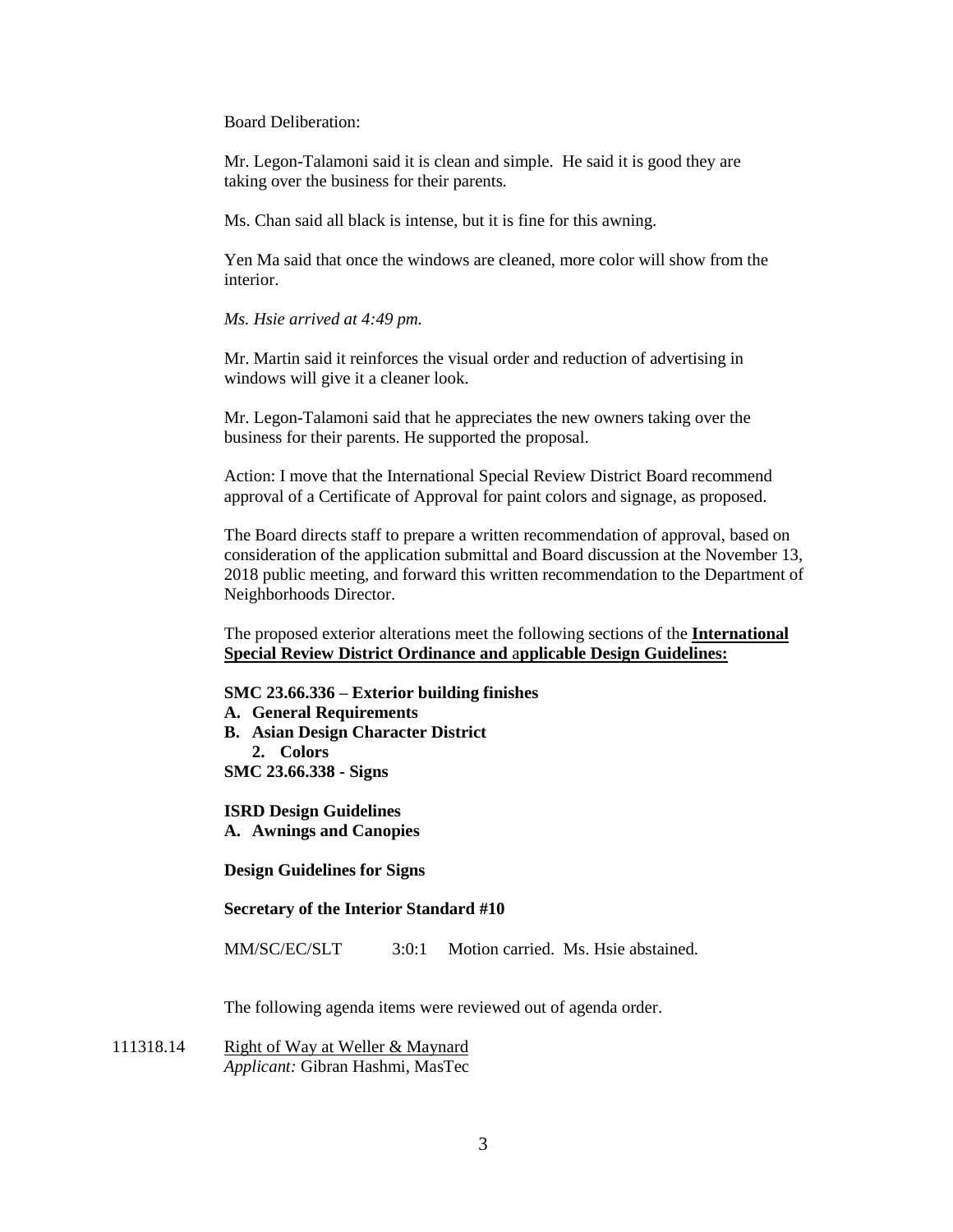Board Deliberation:

Mr. Legon-Talamoni said it is clean and simple. He said it is good they are taking over the business for their parents.

Ms. Chan said all black is intense, but it is fine for this awning.

Yen Ma said that once the windows are cleaned, more color will show from the interior.

*Ms. Hsie arrived at 4:49 pm.*

Mr. Martin said it reinforces the visual order and reduction of advertising in windows will give it a cleaner look.

Mr. Legon-Talamoni said that he appreciates the new owners taking over the business for their parents. He supported the proposal.

Action: I move that the International Special Review District Board recommend approval of a Certificate of Approval for paint colors and signage, as proposed.

The Board directs staff to prepare a written recommendation of approval, based on consideration of the application submittal and Board discussion at the November 13, 2018 public meeting, and forward this written recommendation to the Department of Neighborhoods Director.

The proposed exterior alterations meet the following sections of the **International Special Review District Ordinance and applicable Design Guidelines:**

**SMC 23.66.336 – Exterior building finishes**
**A. General Requirements**
**B. Asian Design Character District**
**2. Colors**
**SMC 23.66.338 - Signs**

**ISRD Design Guidelines**
**A. Awnings and Canopies**

**Design Guidelines for Signs**

**Secretary of the Interior Standard #10**

MM/SC/EC/SLT 3:0:1 Motion carried. Ms. Hsie abstained.

The following agenda items were reviewed out of agenda order.

111318.14 Right of Way at Weller & Maynard
*Applicant:* Gibran Hashmi, MasTec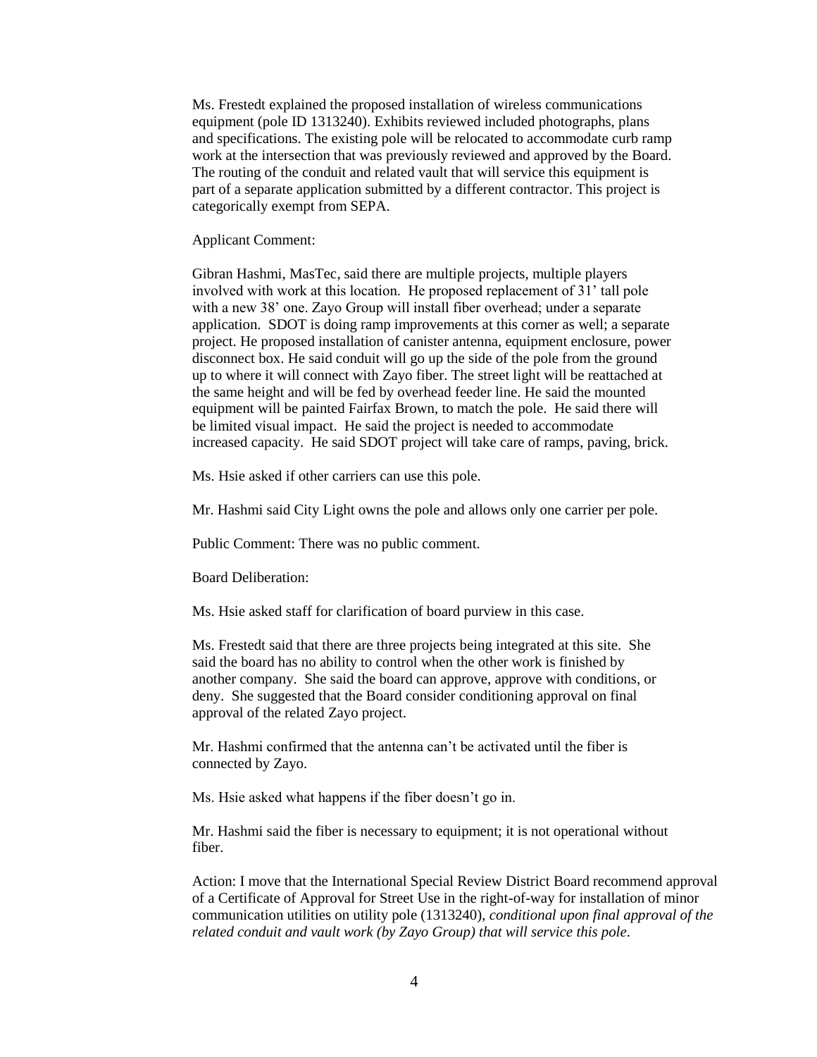Ms. Frestedt explained the proposed installation of wireless communications equipment (pole ID 1313240). Exhibits reviewed included photographs, plans and specifications. The existing pole will be relocated to accommodate curb ramp work at the intersection that was previously reviewed and approved by the Board. The routing of the conduit and related vault that will service this equipment is part of a separate application submitted by a different contractor. This project is categorically exempt from SEPA.

Applicant Comment:

Gibran Hashmi, MasTec, said there are multiple projects, multiple players involved with work at this location. He proposed replacement of 31' tall pole with a new 38' one. Zayo Group will install fiber overhead; under a separate application. SDOT is doing ramp improvements at this corner as well; a separate project. He proposed installation of canister antenna, equipment enclosure, power disconnect box. He said conduit will go up the side of the pole from the ground up to where it will connect with Zayo fiber. The street light will be reattached at the same height and will be fed by overhead feeder line. He said the mounted equipment will be painted Fairfax Brown, to match the pole. He said there will be limited visual impact. He said the project is needed to accommodate increased capacity. He said SDOT project will take care of ramps, paving, brick.

Ms. Hsie asked if other carriers can use this pole.

Mr. Hashmi said City Light owns the pole and allows only one carrier per pole.

Public Comment: There was no public comment.

Board Deliberation:

Ms. Hsie asked staff for clarification of board purview in this case.

Ms. Frestedt said that there are three projects being integrated at this site. She said the board has no ability to control when the other work is finished by another company. She said the board can approve, approve with conditions, or deny. She suggested that the Board consider conditioning approval on final approval of the related Zayo project.

Mr. Hashmi confirmed that the antenna can't be activated until the fiber is connected by Zayo.

Ms. Hsie asked what happens if the fiber doesn't go in.

Mr. Hashmi said the fiber is necessary to equipment; it is not operational without fiber.

Action: I move that the International Special Review District Board recommend approval of a Certificate of Approval for Street Use in the right-of-way for installation of minor communication utilities on utility pole (1313240), *conditional upon final approval of the related conduit and vault work (by Zayo Group) that will service this pole*.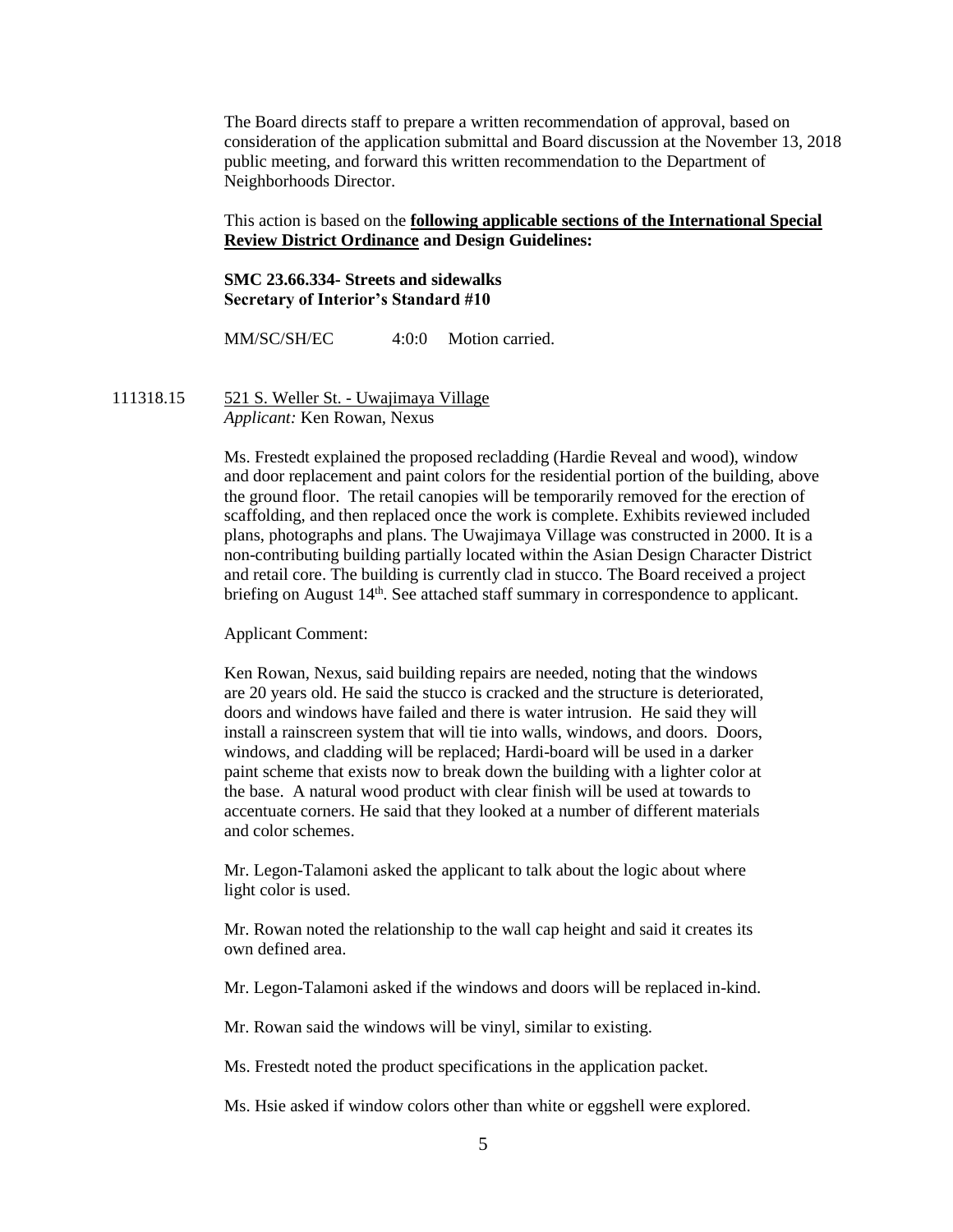The Board directs staff to prepare a written recommendation of approval, based on consideration of the application submittal and Board discussion at the November 13, 2018 public meeting, and forward this written recommendation to the Department of Neighborhoods Director.

This action is based on the **following applicable sections of the International Special Review District Ordinance and Design Guidelines:**

**SMC 23.66.334- Streets and sidewalks**
**Secretary of Interior's Standard #10**

MM/SC/SH/EC 4:0:0 Motion carried.

111318.15 521 S. Weller St. - Uwajimaya Village
*Applicant:* Ken Rowan, Nexus

Ms. Frestedt explained the proposed recladding (Hardie Reveal and wood), window and door replacement and paint colors for the residential portion of the building, above the ground floor. The retail canopies will be temporarily removed for the erection of scaffolding, and then replaced once the work is complete. Exhibits reviewed included plans, photographs and plans. The Uwajimaya Village was constructed in 2000. It is a non-contributing building partially located within the Asian Design Character District and retail core. The building is currently clad in stucco. The Board received a project briefing on August 14th. See attached staff summary in correspondence to applicant.

Applicant Comment:

Ken Rowan, Nexus, said building repairs are needed, noting that the windows are 20 years old. He said the stucco is cracked and the structure is deteriorated, doors and windows have failed and there is water intrusion. He said they will install a rainscreen system that will tie into walls, windows, and doors. Doors, windows, and cladding will be replaced; Hardi-board will be used in a darker paint scheme that exists now to break down the building with a lighter color at the base. A natural wood product with clear finish will be used at towards to accentuate corners. He said that they looked at a number of different materials and color schemes.

Mr. Legon-Talamoni asked the applicant to talk about the logic about where light color is used.

Mr. Rowan noted the relationship to the wall cap height and said it creates its own defined area.

Mr. Legon-Talamoni asked if the windows and doors will be replaced in-kind.

Mr. Rowan said the windows will be vinyl, similar to existing.

Ms. Frestedt noted the product specifications in the application packet.

Ms. Hsie asked if window colors other than white or eggshell were explored.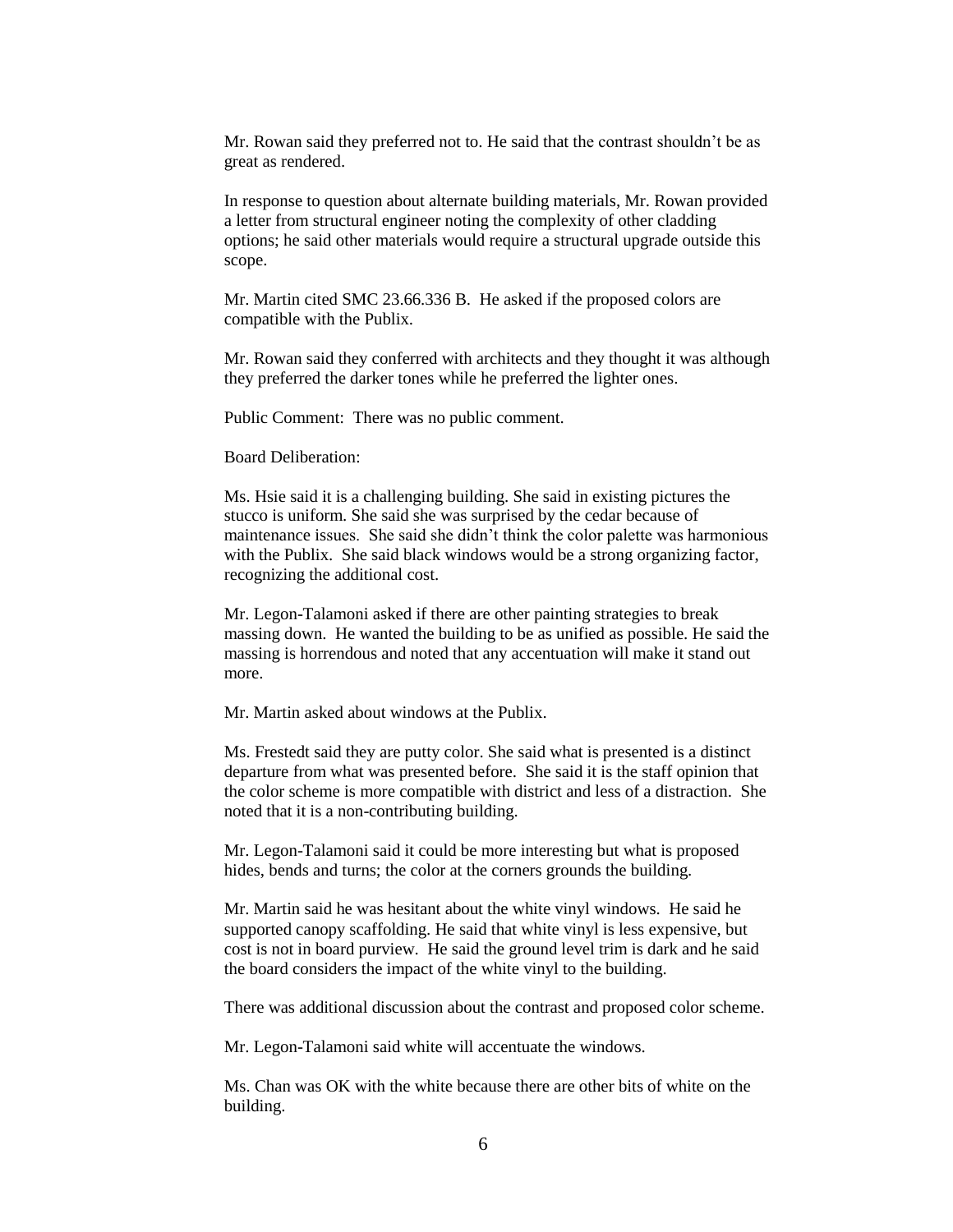Mr. Rowan said they preferred not to. He said that the contrast shouldn't be as great as rendered.

In response to question about alternate building materials, Mr. Rowan provided a letter from structural engineer noting the complexity of other cladding options; he said other materials would require a structural upgrade outside this scope.

Mr. Martin cited SMC 23.66.336 B. He asked if the proposed colors are compatible with the Publix.

Mr. Rowan said they conferred with architects and they thought it was although they preferred the darker tones while he preferred the lighter ones.

Public Comment: There was no public comment.

Board Deliberation:

Ms. Hsie said it is a challenging building. She said in existing pictures the stucco is uniform. She said she was surprised by the cedar because of maintenance issues. She said she didn't think the color palette was harmonious with the Publix. She said black windows would be a strong organizing factor, recognizing the additional cost.

Mr. Legon-Talamoni asked if there are other painting strategies to break massing down. He wanted the building to be as unified as possible. He said the massing is horrendous and noted that any accentuation will make it stand out more.

Mr. Martin asked about windows at the Publix.

Ms. Frestedt said they are putty color. She said what is presented is a distinct departure from what was presented before. She said it is the staff opinion that the color scheme is more compatible with district and less of a distraction. She noted that it is a non-contributing building.

Mr. Legon-Talamoni said it could be more interesting but what is proposed hides, bends and turns; the color at the corners grounds the building.

Mr. Martin said he was hesitant about the white vinyl windows. He said he supported canopy scaffolding. He said that white vinyl is less expensive, but cost is not in board purview. He said the ground level trim is dark and he said the board considers the impact of the white vinyl to the building.

There was additional discussion about the contrast and proposed color scheme.

Mr. Legon-Talamoni said white will accentuate the windows.

Ms. Chan was OK with the white because there are other bits of white on the building.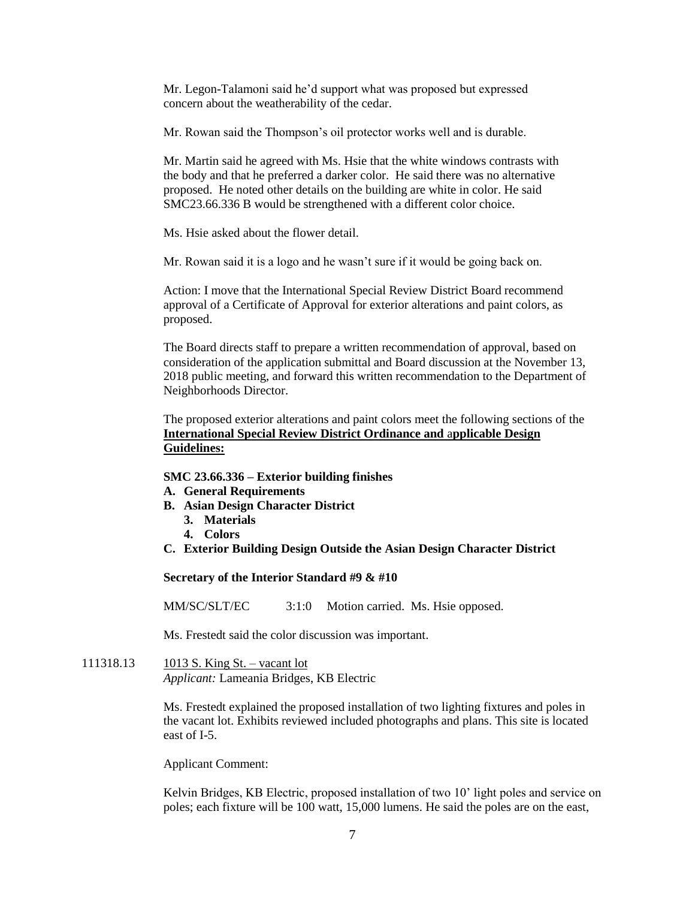Mr. Legon-Talamoni said he'd support what was proposed but expressed concern about the weatherability of the cedar.

Mr. Rowan said the Thompson's oil protector works well and is durable.

Mr. Martin said he agreed with Ms. Hsie that the white windows contrasts with the body and that he preferred a darker color. He said there was no alternative proposed. He noted other details on the building are white in color. He said SMC23.66.336 B would be strengthened with a different color choice.

Ms. Hsie asked about the flower detail.

Mr. Rowan said it is a logo and he wasn't sure if it would be going back on.

Action: I move that the International Special Review District Board recommend approval of a Certificate of Approval for exterior alterations and paint colors, as proposed.

The Board directs staff to prepare a written recommendation of approval, based on consideration of the application submittal and Board discussion at the November 13, 2018 public meeting, and forward this written recommendation to the Department of Neighborhoods Director.

The proposed exterior alterations and paint colors meet the following sections of the **International Special Review District Ordinance and applicable Design Guidelines:**

**SMC 23.66.336 – Exterior building finishes**

**A. General Requirements**
**B. Asian Design Character District**
   **3. Materials**
   **4. Colors**
**C. Exterior Building Design Outside the Asian Design Character District**

**Secretary of the Interior Standard #9 & #10**

MM/SC/SLT/EC   3:1:0   Motion carried. Ms. Hsie opposed.

Ms. Frestedt said the color discussion was important.

111318.13   1013 S. King St. – vacant lot
*Applicant:* Lameania Bridges, KB Electric

Ms. Frestedt explained the proposed installation of two lighting fixtures and poles in the vacant lot. Exhibits reviewed included photographs and plans. This site is located east of I-5.

Applicant Comment:

Kelvin Bridges, KB Electric, proposed installation of two 10' light poles and service on poles; each fixture will be 100 watt, 15,000 lumens. He said the poles are on the east,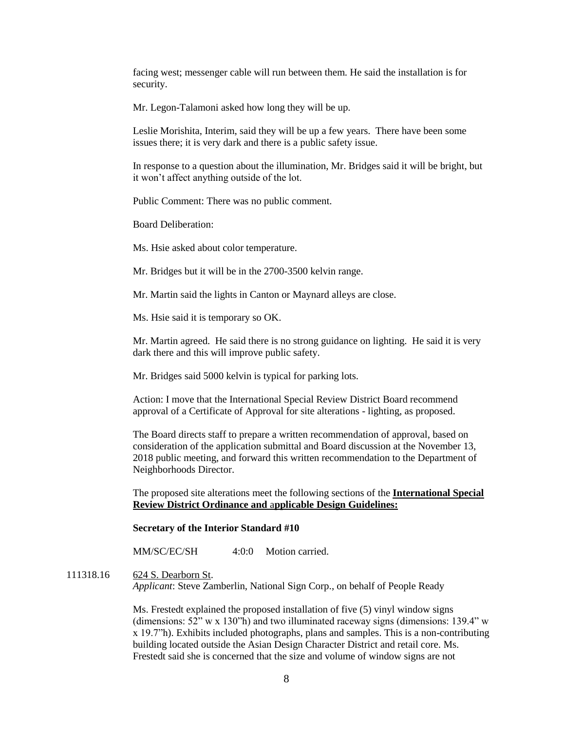facing west; messenger cable will run between them. He said the installation is for security.

Mr. Legon-Talamoni asked how long they will be up.

Leslie Morishita, Interim, said they will be up a few years. There have been some issues there; it is very dark and there is a public safety issue.

In response to a question about the illumination, Mr. Bridges said it will be bright, but it won't affect anything outside of the lot.

Public Comment: There was no public comment.

Board Deliberation:

Ms. Hsie asked about color temperature.

Mr. Bridges but it will be in the 2700-3500 kelvin range.

Mr. Martin said the lights in Canton or Maynard alleys are close.

Ms. Hsie said it is temporary so OK.

Mr. Martin agreed. He said there is no strong guidance on lighting. He said it is very dark there and this will improve public safety.

Mr. Bridges said 5000 kelvin is typical for parking lots.

Action: I move that the International Special Review District Board recommend approval of a Certificate of Approval for site alterations - lighting, as proposed.

The Board directs staff to prepare a written recommendation of approval, based on consideration of the application submittal and Board discussion at the November 13, 2018 public meeting, and forward this written recommendation to the Department of Neighborhoods Director.

The proposed site alterations meet the following sections of the **International Special Review District Ordinance and applicable Design Guidelines:**

**Secretary of the Interior Standard #10**

MM/SC/EC/SH 4:0:0 Motion carried.

111318.16 624 S. Dearborn St.
*Applicant*: Steve Zamberlin, National Sign Corp., on behalf of People Ready

Ms. Frestedt explained the proposed installation of five (5) vinyl window signs (dimensions: 52" w x 130"h) and two illuminated raceway signs (dimensions: 139.4" w x 19.7"h). Exhibits included photographs, plans and samples. This is a non-contributing building located outside the Asian Design Character District and retail core. Ms. Frestedt said she is concerned that the size and volume of window signs are not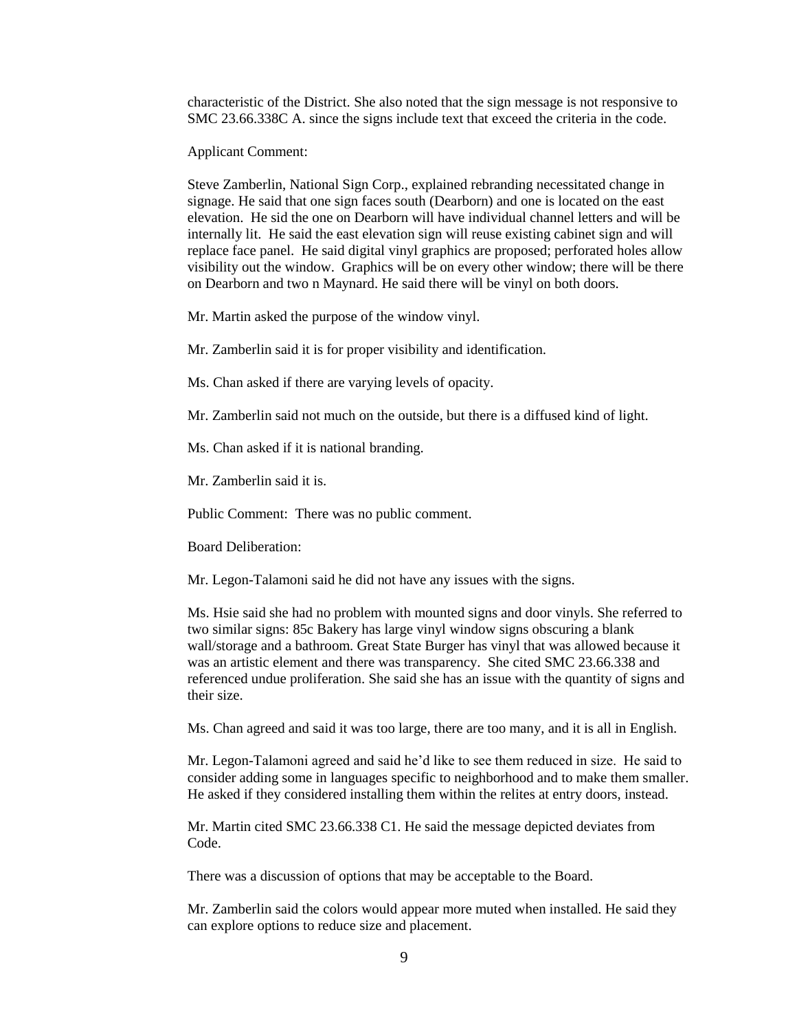characteristic of the District. She also noted that the sign message is not responsive to SMC 23.66.338C A. since the signs include text that exceed the criteria in the code.

Applicant Comment:

Steve Zamberlin, National Sign Corp., explained rebranding necessitated change in signage. He said that one sign faces south (Dearborn) and one is located on the east elevation. He sid the one on Dearborn will have individual channel letters and will be internally lit. He said the east elevation sign will reuse existing cabinet sign and will replace face panel. He said digital vinyl graphics are proposed; perforated holes allow visibility out the window. Graphics will be on every other window; there will be there on Dearborn and two n Maynard. He said there will be vinyl on both doors.

Mr. Martin asked the purpose of the window vinyl.

Mr. Zamberlin said it is for proper visibility and identification.

Ms. Chan asked if there are varying levels of opacity.

Mr. Zamberlin said not much on the outside, but there is a diffused kind of light.

Ms. Chan asked if it is national branding.

Mr. Zamberlin said it is.

Public Comment: There was no public comment.

Board Deliberation:

Mr. Legon-Talamoni said he did not have any issues with the signs.

Ms. Hsie said she had no problem with mounted signs and door vinyls. She referred to two similar signs: 85c Bakery has large vinyl window signs obscuring a blank wall/storage and a bathroom. Great State Burger has vinyl that was allowed because it was an artistic element and there was transparency. She cited SMC 23.66.338 and referenced undue proliferation. She said she has an issue with the quantity of signs and their size.

Ms. Chan agreed and said it was too large, there are too many, and it is all in English.

Mr. Legon-Talamoni agreed and said he'd like to see them reduced in size. He said to consider adding some in languages specific to neighborhood and to make them smaller. He asked if they considered installing them within the relites at entry doors, instead.

Mr. Martin cited SMC 23.66.338 C1. He said the message depicted deviates from Code.

There was a discussion of options that may be acceptable to the Board.

Mr. Zamberlin said the colors would appear more muted when installed. He said they can explore options to reduce size and placement.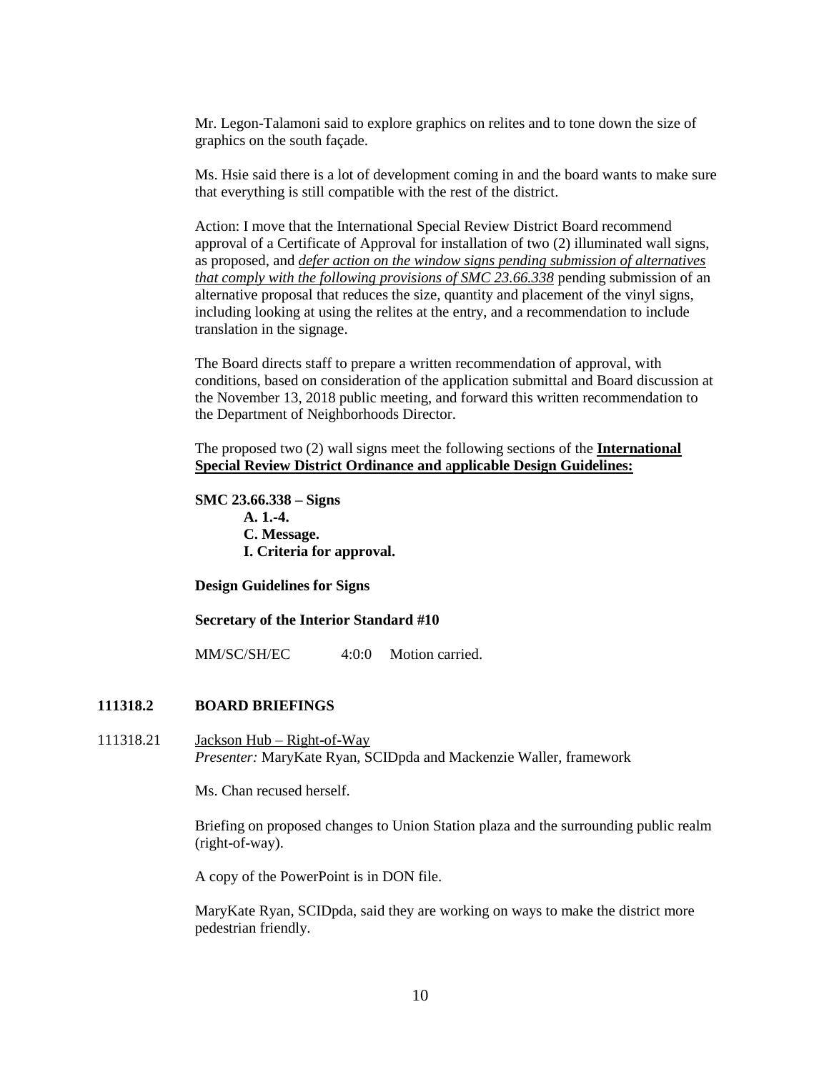Mr. Legon-Talamoni said to explore graphics on relites and to tone down the size of graphics on the south façade.

Ms. Hsie said there is a lot of development coming in and the board wants to make sure that everything is still compatible with the rest of the district.

Action: I move that the International Special Review District Board recommend approval of a Certificate of Approval for installation of two (2) illuminated wall signs, as proposed, and ***defer action on the window signs pending submission of alternatives that comply with the following provisions of SMC 23.66.338*** pending submission of an alternative proposal that reduces the size, quantity and placement of the vinyl signs, including looking at using the relites at the entry, and a recommendation to include translation in the signage.

The Board directs staff to prepare a written recommendation of approval, with conditions, based on consideration of the application submittal and Board discussion at the November 13, 2018 public meeting, and forward this written recommendation to the Department of Neighborhoods Director.

The proposed two (2) wall signs meet the following sections of the **International Special Review District Ordinance and applicable Design Guidelines:**

**SMC 23.66.338 – Signs**

**A. 1.-4.**
**C. Message.**
**I. Criteria for approval.**

**Design Guidelines for Signs**

**Secretary of the Interior Standard #10**

MM/SC/SH/EC 4:0:0 Motion carried.

## 111318.2 BOARD BRIEFINGS

111318.21 Jackson Hub – Right-of-Way
*Presenter:* MaryKate Ryan, SCIDpda and Mackenzie Waller, framework

Ms. Chan recused herself.

Briefing on proposed changes to Union Station plaza and the surrounding public realm (right-of-way).

A copy of the PowerPoint is in DON file.

MaryKate Ryan, SCIDpda, said they are working on ways to make the district more pedestrian friendly.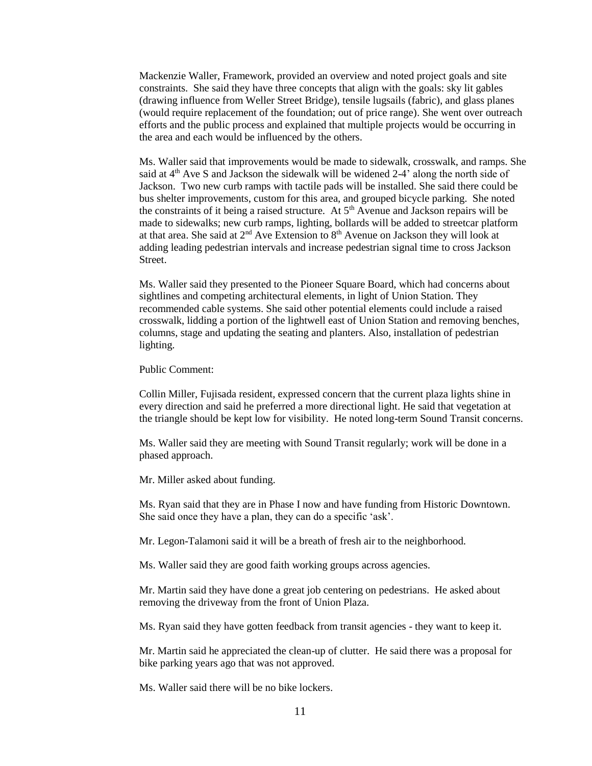Mackenzie Waller, Framework, provided an overview and noted project goals and site constraints. She said they have three concepts that align with the goals: sky lit gables (drawing influence from Weller Street Bridge), tensile lugsails (fabric), and glass planes (would require replacement of the foundation; out of price range). She went over outreach efforts and the public process and explained that multiple projects would be occurring in the area and each would be influenced by the others.

Ms. Waller said that improvements would be made to sidewalk, crosswalk, and ramps. She said at 4th Ave S and Jackson the sidewalk will be widened 2-4' along the north side of Jackson. Two new curb ramps with tactile pads will be installed. She said there could be bus shelter improvements, custom for this area, and grouped bicycle parking. She noted the constraints of it being a raised structure. At 5th Avenue and Jackson repairs will be made to sidewalks; new curb ramps, lighting, bollards will be added to streetcar platform at that area. She said at 2nd Ave Extension to 8th Avenue on Jackson they will look at adding leading pedestrian intervals and increase pedestrian signal time to cross Jackson Street.

Ms. Waller said they presented to the Pioneer Square Board, which had concerns about sightlines and competing architectural elements, in light of Union Station. They recommended cable systems. She said other potential elements could include a raised crosswalk, lidding a portion of the lightwell east of Union Station and removing benches, columns, stage and updating the seating and planters. Also, installation of pedestrian lighting.

Public Comment:

Collin Miller, Fujisada resident, expressed concern that the current plaza lights shine in every direction and said he preferred a more directional light. He said that vegetation at the triangle should be kept low for visibility. He noted long-term Sound Transit concerns.

Ms. Waller said they are meeting with Sound Transit regularly; work will be done in a phased approach.

Mr. Miller asked about funding.

Ms. Ryan said that they are in Phase I now and have funding from Historic Downtown. She said once they have a plan, they can do a specific 'ask'.

Mr. Legon-Talamoni said it will be a breath of fresh air to the neighborhood.

Ms. Waller said they are good faith working groups across agencies.

Mr. Martin said they have done a great job centering on pedestrians. He asked about removing the driveway from the front of Union Plaza.

Ms. Ryan said they have gotten feedback from transit agencies - they want to keep it.

Mr. Martin said he appreciated the clean-up of clutter. He said there was a proposal for bike parking years ago that was not approved.

Ms. Waller said there will be no bike lockers.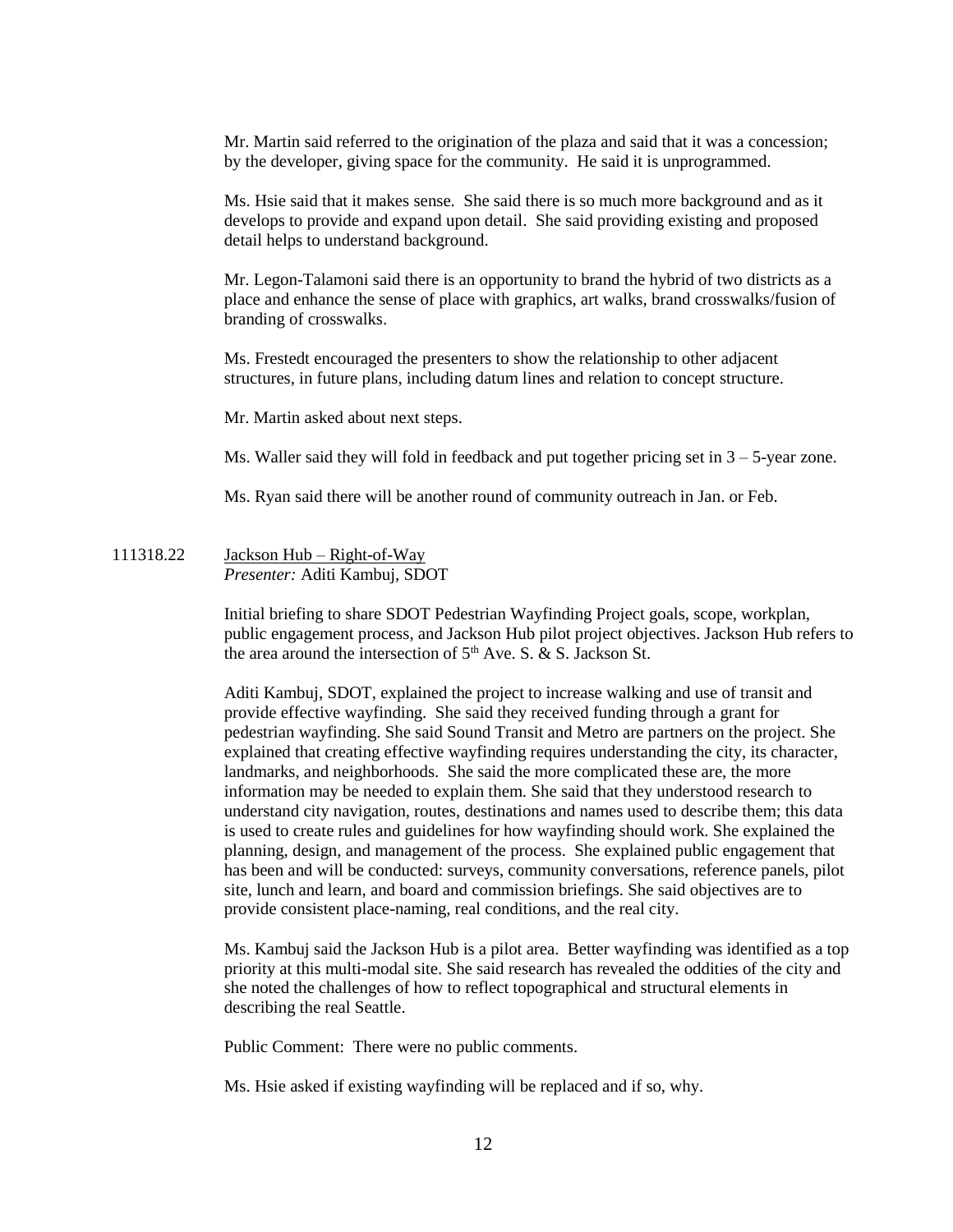Mr. Martin said referred to the origination of the plaza and said that it was a concession; by the developer, giving space for the community. He said it is unprogrammed.

Ms. Hsie said that it makes sense. She said there is so much more background and as it develops to provide and expand upon detail. She said providing existing and proposed detail helps to understand background.

Mr. Legon-Talamoni said there is an opportunity to brand the hybrid of two districts as a place and enhance the sense of place with graphics, art walks, brand crosswalks/fusion of branding of crosswalks.

Ms. Frestedt encouraged the presenters to show the relationship to other adjacent structures, in future plans, including datum lines and relation to concept structure.

Mr. Martin asked about next steps.

Ms. Waller said they will fold in feedback and put together pricing set in 3 – 5-year zone.

Ms. Ryan said there will be another round of community outreach in Jan. or Feb.

111318.22 Jackson Hub – Right-of-Way
*Presenter:* Aditi Kambuj, SDOT

Initial briefing to share SDOT Pedestrian Wayfinding Project goals, scope, workplan, public engagement process, and Jackson Hub pilot project objectives. Jackson Hub refers to the area around the intersection of 5th Ave. S. & S. Jackson St.

Aditi Kambuj, SDOT, explained the project to increase walking and use of transit and provide effective wayfinding. She said they received funding through a grant for pedestrian wayfinding. She said Sound Transit and Metro are partners on the project. She explained that creating effective wayfinding requires understanding the city, its character, landmarks, and neighborhoods. She said the more complicated these are, the more information may be needed to explain them. She said that they understood research to understand city navigation, routes, destinations and names used to describe them; this data is used to create rules and guidelines for how wayfinding should work. She explained the planning, design, and management of the process. She explained public engagement that has been and will be conducted: surveys, community conversations, reference panels, pilot site, lunch and learn, and board and commission briefings. She said objectives are to provide consistent place-naming, real conditions, and the real city.

Ms. Kambuj said the Jackson Hub is a pilot area. Better wayfinding was identified as a top priority at this multi-modal site. She said research has revealed the oddities of the city and she noted the challenges of how to reflect topographical and structural elements in describing the real Seattle.

Public Comment: There were no public comments.

Ms. Hsie asked if existing wayfinding will be replaced and if so, why.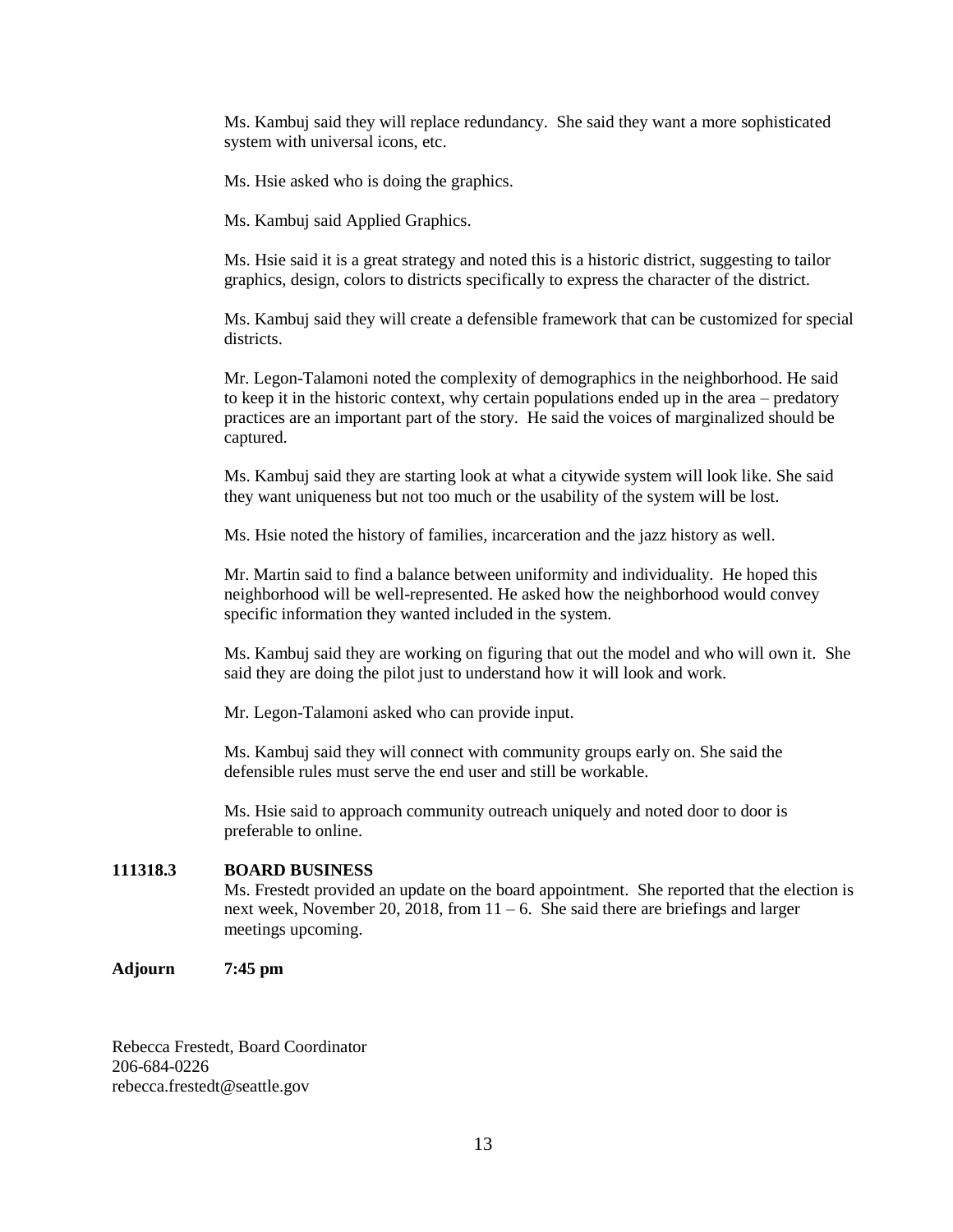Ms. Kambuj said they will replace redundancy. She said they want a more sophisticated system with universal icons, etc.

Ms. Hsie asked who is doing the graphics.

Ms. Kambuj said Applied Graphics.

Ms. Hsie said it is a great strategy and noted this is a historic district, suggesting to tailor graphics, design, colors to districts specifically to express the character of the district.

Ms. Kambuj said they will create a defensible framework that can be customized for special districts.

Mr. Legon-Talamoni noted the complexity of demographics in the neighborhood. He said to keep it in the historic context, why certain populations ended up in the area – predatory practices are an important part of the story. He said the voices of marginalized should be captured.

Ms. Kambuj said they are starting look at what a citywide system will look like. She said they want uniqueness but not too much or the usability of the system will be lost.

Ms. Hsie noted the history of families, incarceration and the jazz history as well.

Mr. Martin said to find a balance between uniformity and individuality. He hoped this neighborhood will be well-represented. He asked how the neighborhood would convey specific information they wanted included in the system.

Ms. Kambuj said they are working on figuring that out the model and who will own it. She said they are doing the pilot just to understand how it will look and work.

Mr. Legon-Talamoni asked who can provide input.

Ms. Kambuj said they will connect with community groups early on. She said the defensible rules must serve the end user and still be workable.

Ms. Hsie said to approach community outreach uniquely and noted door to door is preferable to online.

**111318.3 BOARD BUSINESS**

Ms. Frestedt provided an update on the board appointment. She reported that the election is next week, November 20, 2018, from 11 – 6. She said there are briefings and larger meetings upcoming.

**Adjourn 7:45 pm**

Rebecca Frestedt, Board Coordinator
206-684-0226
rebecca.frestedt@seattle.gov